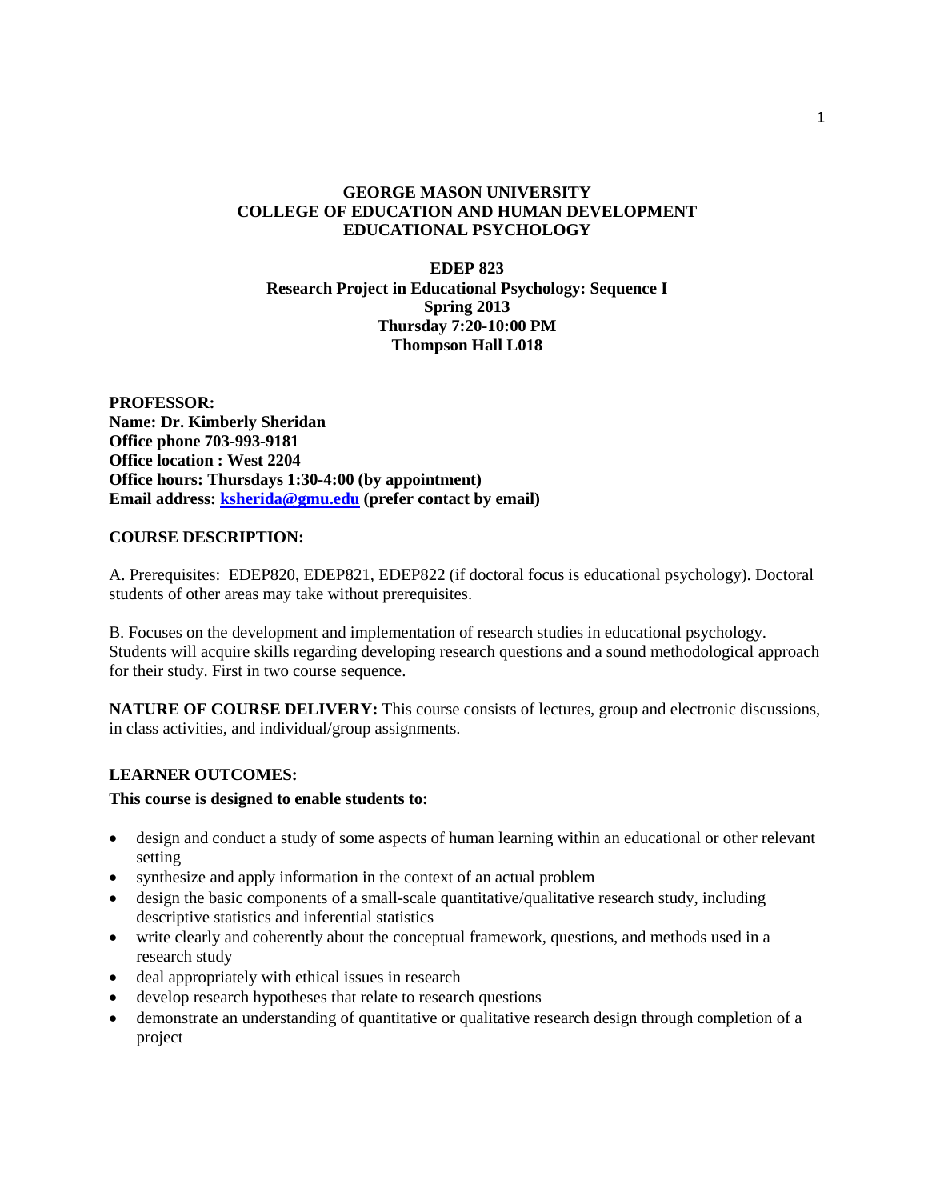**GEORGE MASON UNIVERSITY**
**COLLEGE OF EDUCATION AND HUMAN DEVELOPMENT**
**EDUCATIONAL PSYCHOLOGY**

**EDEP 823**
**Research Project in Educational Psychology: Sequence I**
**Spring 2013**
**Thursday 7:20-10:00 PM**
**Thompson Hall L018**

**PROFESSOR:**
**Name: Dr. Kimberly Sheridan**
**Office phone 703-993-9181**
**Office location : West 2204**
**Office hours: Thursdays 1:30-4:00 (by appointment)**
**Email address: [ksherida@gmu.edu](mailto:ksherida@gmu.edu) (prefer contact by email)**

**COURSE DESCRIPTION:**

A. Prerequisites: EDEP820, EDEP821, EDEP822 (if doctoral focus is educational psychology). Doctoral students of other areas may take without prerequisites.

B. Focuses on the development and implementation of research studies in educational psychology. Students will acquire skills regarding developing research questions and a sound methodological approach for their study. First in two course sequence.

**NATURE OF COURSE DELIVERY:** This course consists of lectures, group and electronic discussions, in class activities, and individual/group assignments.

**LEARNER OUTCOMES:**

**This course is designed to enable students to:**

- design and conduct a study of some aspects of human learning within an educational or other relevant setting
- synthesize and apply information in the context of an actual problem
- design the basic components of a small-scale quantitative/qualitative research study, including descriptive statistics and inferential statistics
- write clearly and coherently about the conceptual framework, questions, and methods used in a research study
- deal appropriately with ethical issues in research
- develop research hypotheses that relate to research questions
- demonstrate an understanding of quantitative or qualitative research design through completion of a project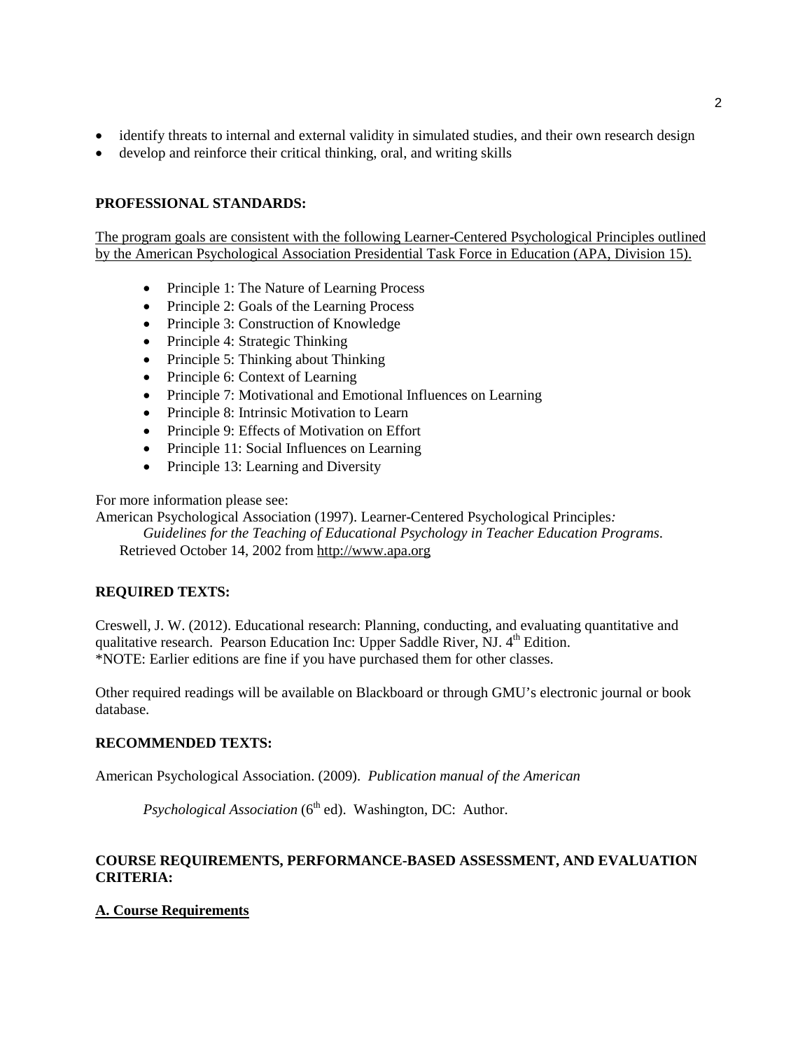- identify threats to internal and external validity in simulated studies, and their own research design
- develop and reinforce their critical thinking, oral, and writing skills

**PROFESSIONAL STANDARDS:**

The program goals are consistent with the following Learner-Centered Psychological Principles outlined by the American Psychological Association Presidential Task Force in Education (APA, Division 15).

- Principle 1: The Nature of Learning Process
- Principle 2: Goals of the Learning Process
- Principle 3: Construction of Knowledge
- Principle 4: Strategic Thinking
- Principle 5: Thinking about Thinking
- Principle 6: Context of Learning
- Principle 7: Motivational and Emotional Influences on Learning
- Principle 8: Intrinsic Motivation to Learn
- Principle 9: Effects of Motivation on Effort
- Principle 11: Social Influences on Learning
- Principle 13: Learning and Diversity

For more information please see:
American Psychological Association (1997). Learner-Centered Psychological Principles*: Guidelines for the Teaching of Educational Psychology in Teacher Education Programs*. Retrieved October 14, 2002 from http://www.apa.org

**REQUIRED TEXTS:**

Creswell, J. W. (2012). Educational research: Planning, conducting, and evaluating quantitative and qualitative research. Pearson Education Inc: Upper Saddle River, NJ. 4th Edition.
*NOTE: Earlier editions are fine if you have purchased them for other classes.

Other required readings will be available on Blackboard or through GMU's electronic journal or book database.

**RECOMMENDED TEXTS:**

American Psychological Association. (2009). *Publication manual of the American Psychological Association* (6th ed). Washington, DC: Author.

**COURSE REQUIREMENTS, PERFORMANCE-BASED ASSESSMENT, AND EVALUATION CRITERIA:**

**A. Course Requirements**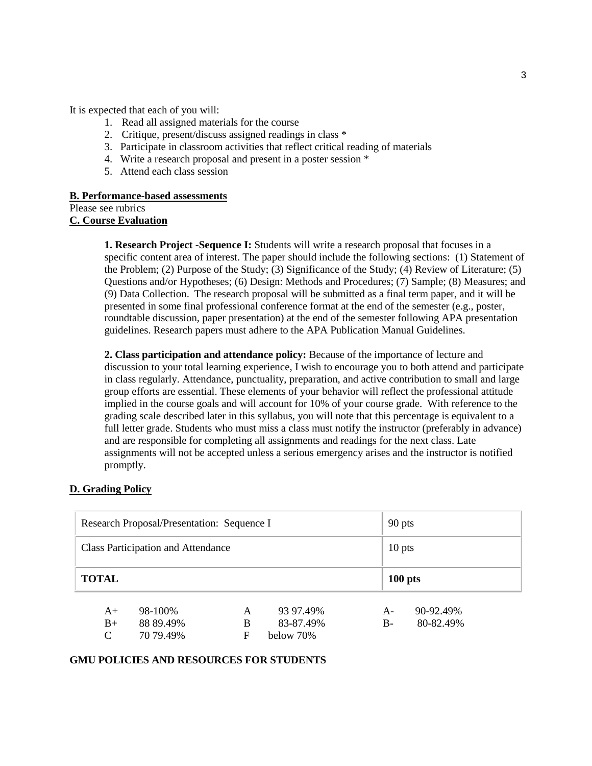It is expected that each of you will:

1. Read all assigned materials for the course
2. Critique, present/discuss assigned readings in class *
3. Participate in classroom activities that reflect critical reading of materials
4. Write a research proposal and present in a poster session *
5. Attend each class session

**B. Performance-based assessments**

Please see rubrics

**C. Course Evaluation**

**1. Research Project -Sequence I:** Students will write a research proposal that focuses in a specific content area of interest. The paper should include the following sections: (1) Statement of the Problem; (2) Purpose of the Study; (3) Significance of the Study; (4) Review of Literature; (5) Questions and/or Hypotheses; (6) Design: Methods and Procedures; (7) Sample; (8) Measures; and (9) Data Collection. The research proposal will be submitted as a final term paper, and it will be presented in some final professional conference format at the end of the semester (e.g., poster, roundtable discussion, paper presentation) at the end of the semester following APA presentation guidelines. Research papers must adhere to the APA Publication Manual Guidelines.

**2. Class participation and attendance policy:** Because of the importance of lecture and discussion to your total learning experience, I wish to encourage you to both attend and participate in class regularly. Attendance, punctuality, preparation, and active contribution to small and large group efforts are essential. These elements of your behavior will reflect the professional attitude implied in the course goals and will account for 10% of your course grade. With reference to the grading scale described later in this syllabus, you will note that this percentage is equivalent to a full letter grade. Students who must miss a class must notify the instructor (preferably in advance) and are responsible for completing all assignments and readings for the next class. Late assignments will not be accepted unless a serious emergency arises and the instructor is notified promptly.

**D. Grading Policy**

| Research Proposal/Presentation: Sequence I | 90 pts |
|---|---|
| Class Participation and Attendance | 10 pts |
| **TOTAL** | **100 pts** |

| | | | | | |
|---|---|---|---|---|---|
| A+ | 98-100% | A | 93 97.49% | A- | 90-92.49% |
| B+ | 88 89.49% | B | 83-87.49% | B- | 80-82.49% |
| C | 70 79.49% | F | below 70% | | |

**GMU POLICIES AND RESOURCES FOR STUDENTS**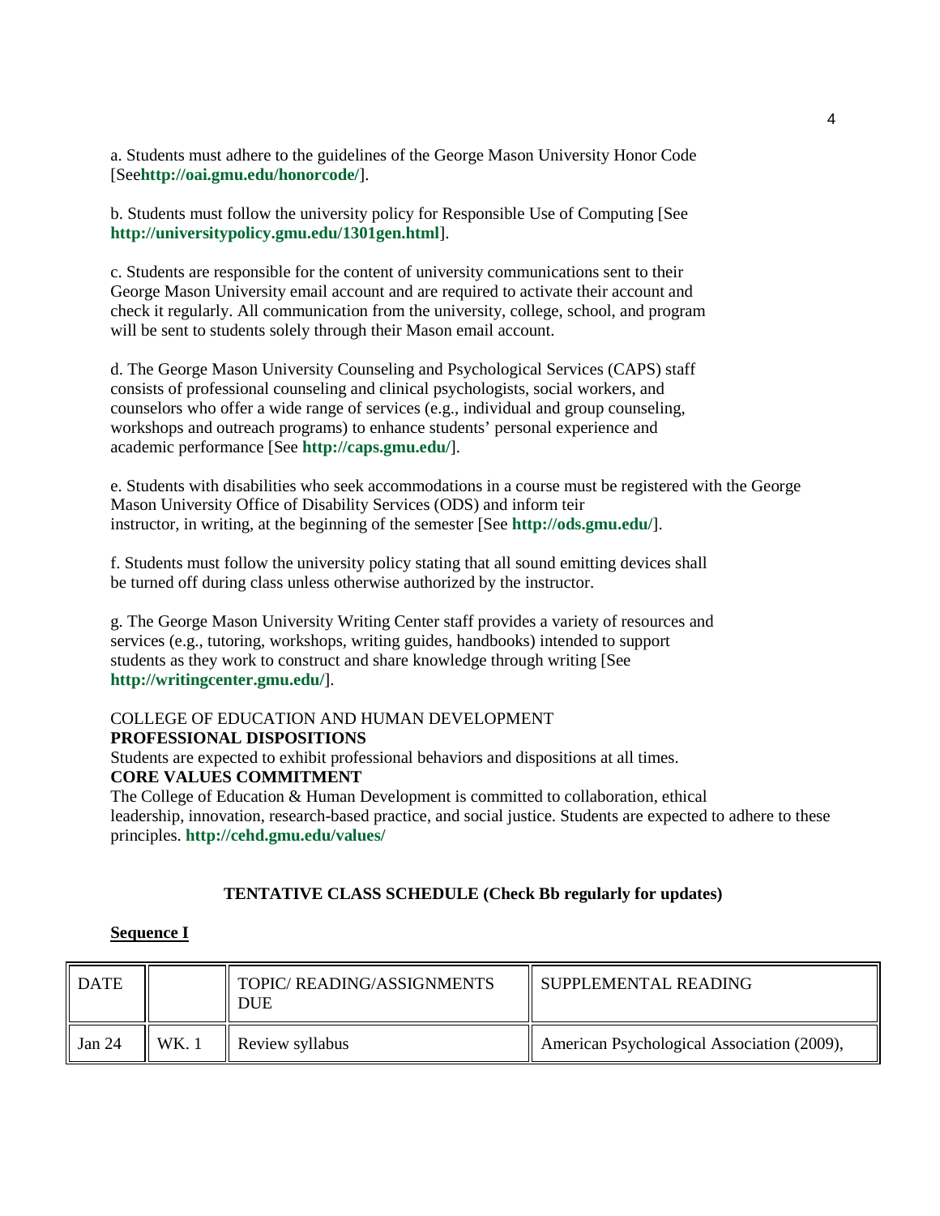a. Students must adhere to the guidelines of the George Mason University Honor Code [See**http://oai.gmu.edu/honorcode/**].

b. Students must follow the university policy for Responsible Use of Computing [See **http://universitypolicy.gmu.edu/1301gen.html**].

c. Students are responsible for the content of university communications sent to their George Mason University email account and are required to activate their account and check it regularly. All communication from the university, college, school, and program will be sent to students solely through their Mason email account.

d. The George Mason University Counseling and Psychological Services (CAPS) staff consists of professional counseling and clinical psychologists, social workers, and counselors who offer a wide range of services (e.g., individual and group counseling, workshops and outreach programs) to enhance students' personal experience and academic performance [See **http://caps.gmu.edu/**].

e. Students with disabilities who seek accommodations in a course must be registered with the George Mason University Office of Disability Services (ODS) and inform teir instructor, in writing, at the beginning of the semester [See **http://ods.gmu.edu/**].

f. Students must follow the university policy stating that all sound emitting devices shall be turned off during class unless otherwise authorized by the instructor.

g. The George Mason University Writing Center staff provides a variety of resources and services (e.g., tutoring, workshops, writing guides, handbooks) intended to support students as they work to construct and share knowledge through writing [See **http://writingcenter.gmu.edu/**].

COLLEGE OF EDUCATION AND HUMAN DEVELOPMENT

**PROFESSIONAL DISPOSITIONS**

Students are expected to exhibit professional behaviors and dispositions at all times.

**CORE VALUES COMMITMENT**

The College of Education & Human Development is committed to collaboration, ethical leadership, innovation, research-based practice, and social justice. Students are expected to adhere to these principles. **http://cehd.gmu.edu/values/**

**TENTATIVE CLASS SCHEDULE (Check Bb regularly for updates)**

**Sequence I**

| DATE | | TOPIC/ READING/ASSIGNMENTS DUE | SUPPLEMENTAL READING |
|---|---|---|---|
| Jan 24 | WK. 1 | Review syllabus | American Psychological Association (2009), |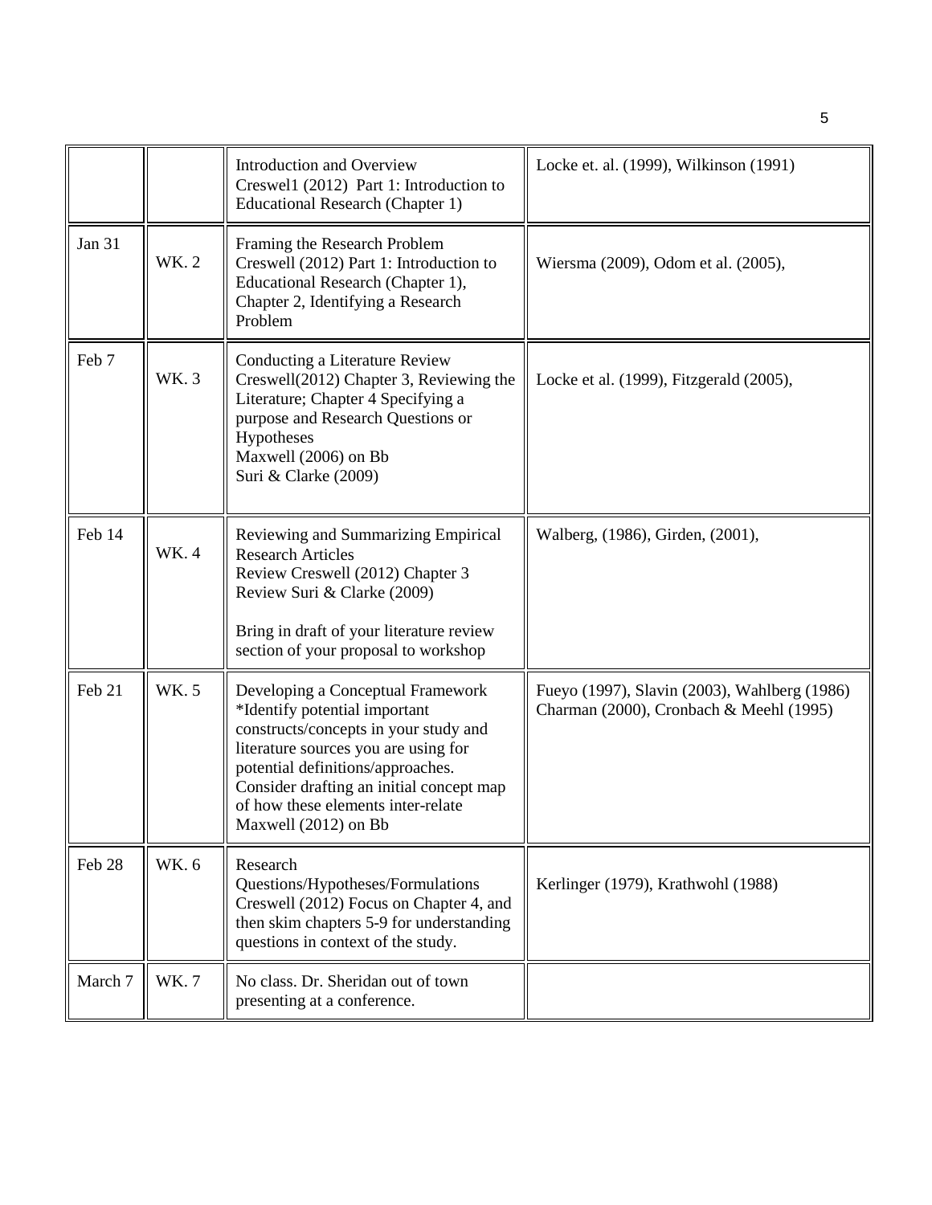| | | | |
|---|---|---|---|
| | | Introduction and Overview<br>Creswel1 (2012) Part 1: Introduction to Educational Research (Chapter 1) | Locke et. al. (1999), Wilkinson (1991) |
| Jan 31 | WK. 2 | Framing the Research Problem<br>Creswell (2012) Part 1: Introduction to Educational Research (Chapter 1), Chapter 2, Identifying a Research Problem | Wiersma (2009), Odom et al. (2005), |
| Feb 7 | WK. 3 | Conducting a Literature Review<br>Creswell(2012) Chapter 3, Reviewing the Literature; Chapter 4 Specifying a purpose and Research Questions or Hypotheses<br>Maxwell (2006) on Bb<br>Suri & Clarke (2009) | Locke et al. (1999), Fitzgerald (2005), |
| Feb 14 | WK. 4 | Reviewing and Summarizing Empirical Research Articles<br>Review Creswell (2012) Chapter 3<br>Review Suri & Clarke (2009)<br><br>Bring in draft of your literature review section of your proposal to workshop | Walberg, (1986), Girden, (2001), |
| Feb 21 | WK. 5 | Developing a Conceptual Framework<br>*Identify potential important constructs/concepts in your study and literature sources you are using for potential definitions/approaches. Consider drafting an initial concept map of how these elements inter-relate<br>Maxwell (2012) on Bb | Fueyo (1997), Slavin (2003), Wahlberg (1986)<br>Charman (2000), Cronbach & Meehl (1995) |
| Feb 28 | WK. 6 | Research Questions/Hypotheses/Formulations<br>Creswell (2012) Focus on Chapter 4, and then skim chapters 5-9 for understanding questions in context of the study. | Kerlinger (1979), Krathwohl (1988) |
| March 7 | WK. 7 | No class. Dr. Sheridan out of town presenting at a conference. | |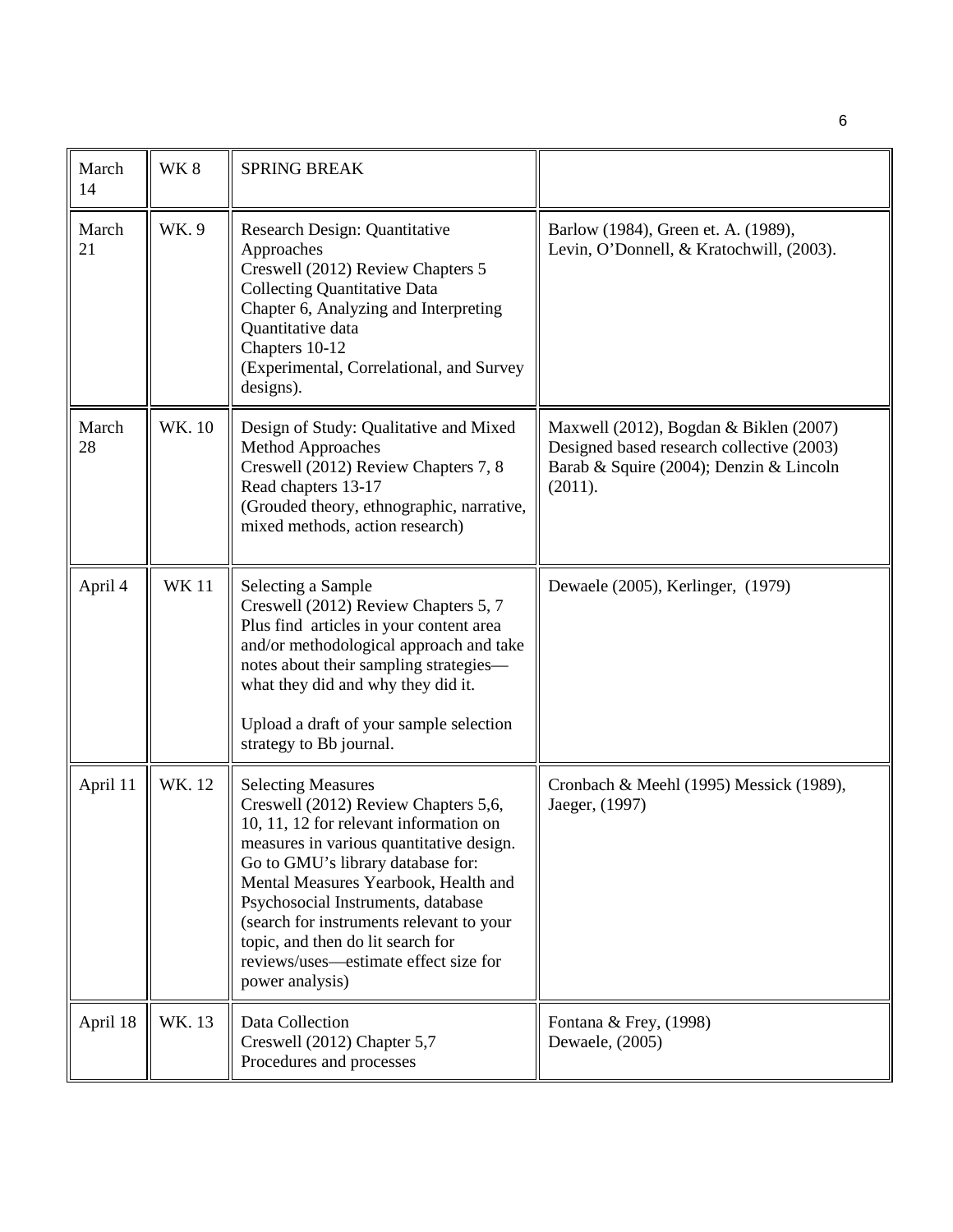| March 14 | WK 8 | SPRING BREAK | |
|---|---|---|---|
| March 21 | WK. 9 | Research Design: Quantitative Approaches<br>Creswell (2012) Review Chapters 5 Collecting Quantitative Data<br>Chapter 6, Analyzing and Interpreting Quantitative data<br>Chapters 10-12<br>(Experimental, Correlational, and Survey designs). | Barlow (1984), Green et. A. (1989), Levin, O'Donnell, & Kratochwill, (2003). |
| March 28 | WK. 10 | Design of Study: Qualitative and Mixed Method Approaches<br>Creswell (2012) Review Chapters 7, 8<br>Read chapters 13-17<br>(Grouded theory, ethnographic, narrative, mixed methods, action research) | Maxwell (2012), Bogdan & Biklen (2007)<br>Designed based research collective (2003)<br>Barab & Squire (2004); Denzin & Lincoln (2011). |
| April 4 | WK 11 | Selecting a Sample<br>Creswell (2012) Review Chapters 5, 7<br>Plus find articles in your content area and/or methodological approach and take notes about their sampling strategies—what they did and why they did it.<br><br>Upload a draft of your sample selection strategy to Bb journal. | Dewaele (2005), Kerlinger, (1979) |
| April 11 | WK. 12 | Selecting Measures<br>Creswell (2012) Review Chapters 5,6, 10, 11, 12 for relevant information on measures in various quantitative design.<br>Go to GMU's library database for: Mental Measures Yearbook, Health and Psychosocial Instruments, database (search for instruments relevant to your topic, and then do lit search for reviews/uses—estimate effect size for power analysis) | Cronbach & Meehl (1995) Messick (1989), Jaeger, (1997) |
| April 18 | WK. 13 | Data Collection<br>Creswell (2012) Chapter 5,7<br>Procedures and processes | Fontana & Frey, (1998)<br>Dewaele, (2005) |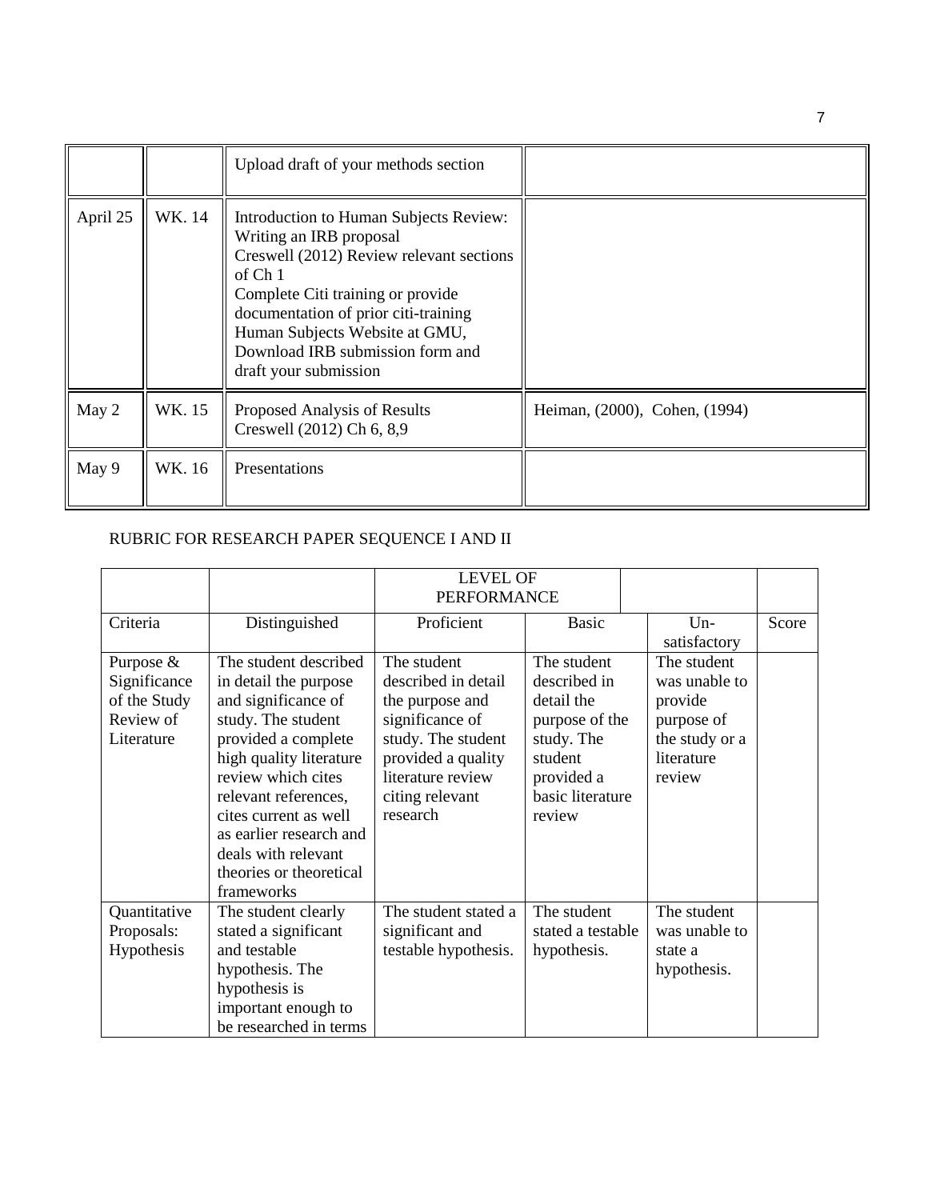| | | | |
|---|---|---|---|
| | | Upload draft of your methods section | |
| April 25 | WK. 14 | Introduction to Human Subjects Review: Writing an IRB proposal<br>Creswell (2012) Review relevant sections of Ch 1<br>Complete Citi training or provide documentation of prior citi-training<br>Human Subjects Website at GMU, Download IRB submission form and draft your submission | |
| May 2 | WK. 15 | Proposed Analysis of Results<br>Creswell (2012) Ch 6, 8,9 | Heiman, (2000), Cohen, (1994) |
| May 9 | WK. 16 | Presentations | |

RUBRIC FOR RESEARCH PAPER SEQUENCE I AND II

| | | LEVEL OF PERFORMANCE | | | |
|---|---|---|---|---|---|
| Criteria | Distinguished | Proficient | Basic | Un-satisfactory | Score |
| Purpose & Significance of the Study Review of Literature | The student described in detail the purpose and significance of study. The student provided a complete high quality literature review which cites relevant references, cites current as well as earlier research and deals with relevant theories or theoretical frameworks | The student described in detail the purpose and significance of study. The student provided a quality literature review citing relevant research | The student described in detail the purpose of the study. The student provided a basic literature review | The student was unable to provide purpose of the study or a literature review | |
| Quantitative Proposals: Hypothesis | The student clearly stated a significant and testable hypothesis. The hypothesis is important enough to be researched in terms | The student stated a significant and testable hypothesis. | The student stated a testable hypothesis. | The student was unable to state a hypothesis. | |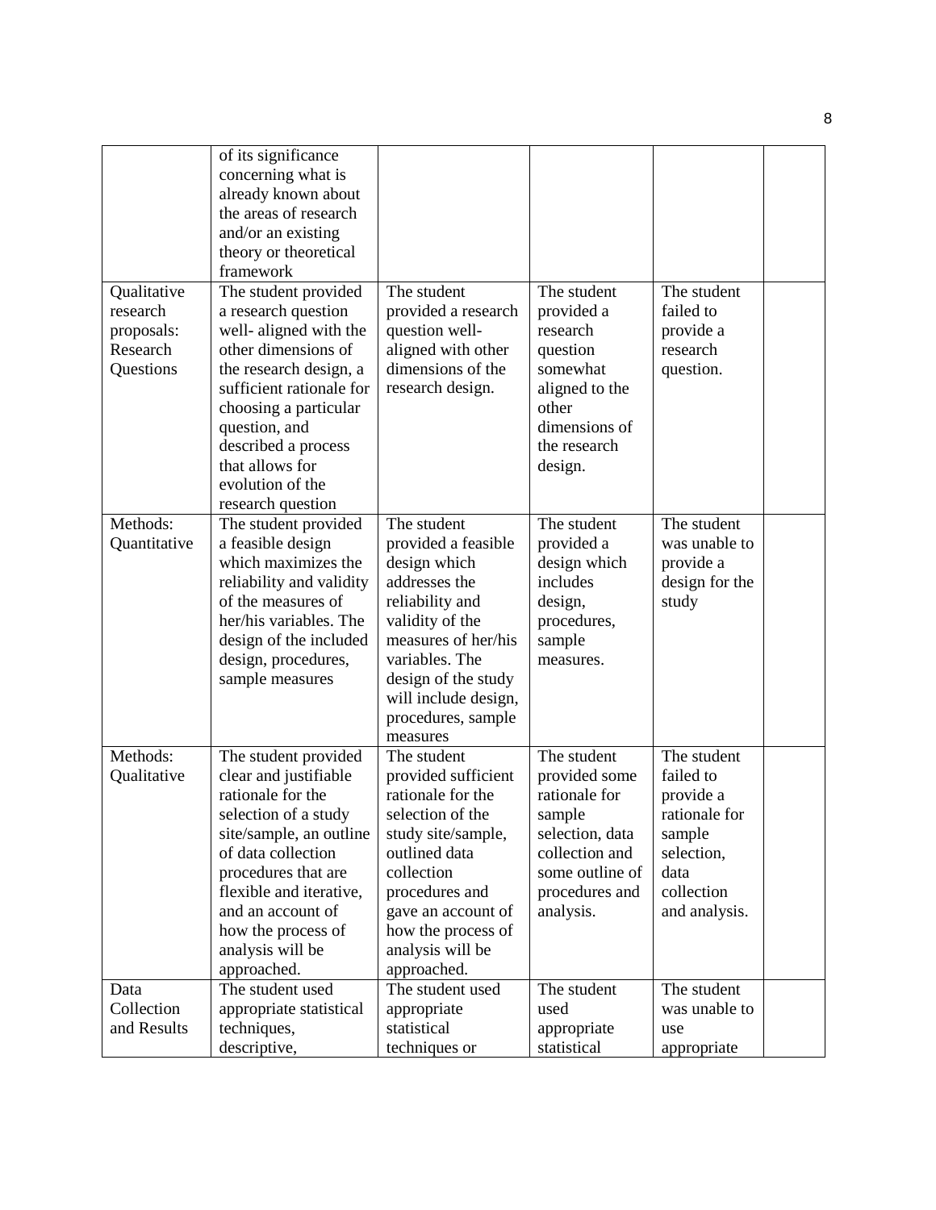|  |  |  |  |  |  |
|---|---|---|---|---|---|
|  | of its significance concerning what is already known about the areas of research and/or an existing theory or theoretical framework |  |  |  |  |
| Qualitative research proposals: Research Questions | The student provided a research question well- aligned with the other dimensions of the research design, a sufficient rationale for choosing a particular question, and described a process that allows for evolution of the research question | The student provided a research question well-aligned with other dimensions of the research design. | The student provided a research question somewhat aligned to the other dimensions of the research design. | The student failed to provide a research question. |  |
| Methods: Quantitative | The student provided a feasible design which maximizes the reliability and validity of the measures of her/his variables. The design of the included design, procedures, sample measures | The student provided a feasible design which addresses the reliability and validity of the measures of her/his variables. The design of the study will include design, procedures, sample measures | The student provided a design which includes design, procedures, sample measures. | The student was unable to provide a design for the study |  |
| Methods: Qualitative | The student provided clear and justifiable rationale for the selection of a study site/sample, an outline of data collection procedures that are flexible and iterative, and an account of how the process of analysis will be approached. | The student provided sufficient rationale for the selection of the study site/sample, outlined data collection procedures and gave an account of how the process of analysis will be approached. | The student provided some rationale for sample selection, data collection and some outline of procedures and analysis. | The student failed to provide a rationale for sample selection, data collection and analysis. |  |
| Data Collection and Results | The student used appropriate statistical techniques, descriptive, | The student used appropriate statistical techniques or | The student used appropriate statistical | The student was unable to use appropriate |  |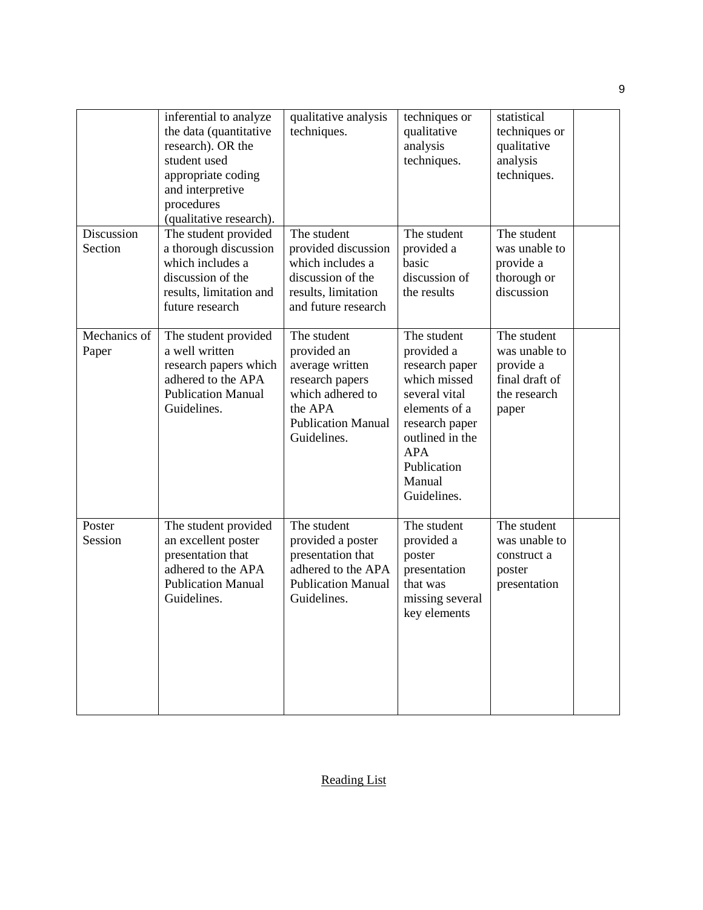|  |  |  |  |  |  |
|---|---|---|---|---|---|
|  | inferential to analyze the data (quantitative research). OR the student used appropriate coding and interpretive procedures (qualitative research). | qualitative analysis techniques. | techniques or qualitative analysis techniques. | statistical techniques or qualitative analysis techniques. |  |
| Discussion Section | The student provided a thorough discussion which includes a discussion of the results, limitation and future research | The student provided discussion which includes a discussion of the results, limitation and future research | The student provided a basic discussion of the results | The student was unable to provide a thorough or discussion |  |
| Mechanics of Paper | The student provided a well written research papers which adhered to the APA Publication Manual Guidelines. | The student provided an average written research papers which adhered to the APA Publication Manual Guidelines. | The student provided a research paper which missed several vital elements of a research paper outlined in the APA Publication Manual Guidelines. | The student was unable to provide a final draft of the research paper |  |
| Poster Session | The student provided an excellent poster presentation that adhered to the APA Publication Manual Guidelines. | The student provided a poster presentation that adhered to the APA Publication Manual Guidelines. | The student provided a poster presentation that was missing several key elements | The student was unable to construct a poster presentation |  |

Reading List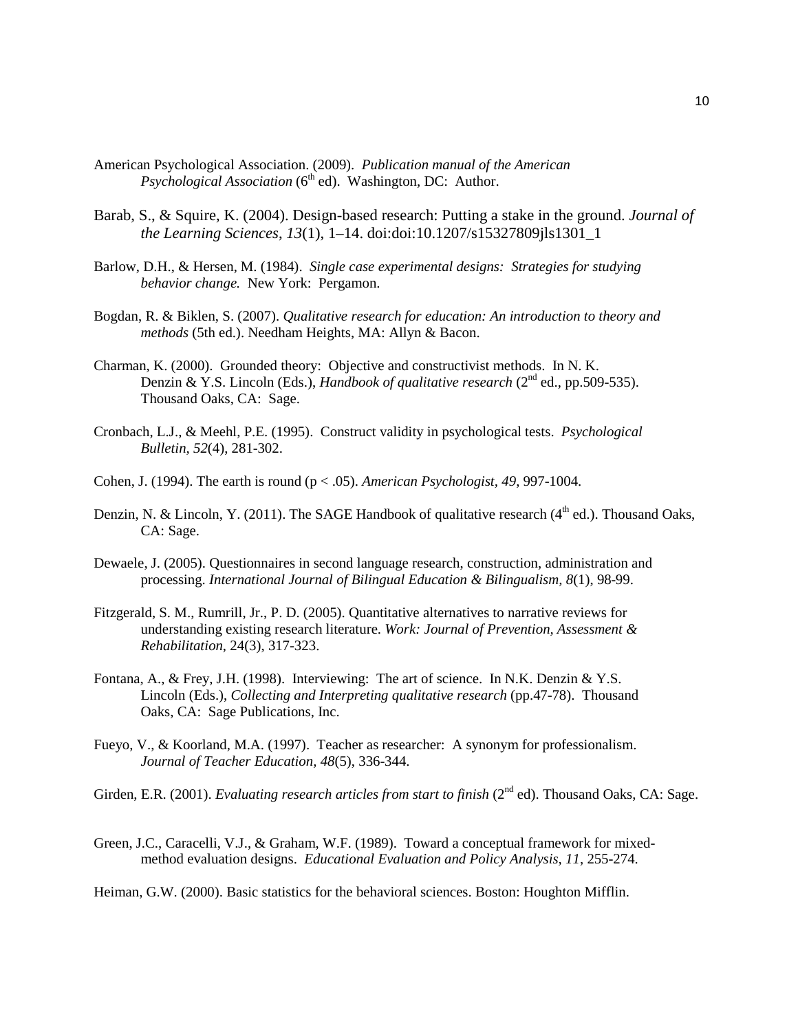American Psychological Association. (2009). *Publication manual of the American Psychological Association* (6th ed). Washington, DC: Author.

Barab, S., & Squire, K. (2004). Design-based research: Putting a stake in the ground. *Journal of the Learning Sciences*, *13*(1), 1–14. doi:doi:10.1207/s15327809jls1301_1

Barlow, D.H., & Hersen, M. (1984). *Single case experimental designs: Strategies for studying behavior change.* New York: Pergamon.

Bogdan, R. & Biklen, S. (2007). *Qualitative research for education: An introduction to theory and methods* (5th ed.). Needham Heights, MA: Allyn & Bacon.

Charman, K. (2000). Grounded theory: Objective and constructivist methods. In N. K. Denzin & Y.S. Lincoln (Eds.), *Handbook of qualitative research* (2nd ed., pp.509-535). Thousand Oaks, CA: Sage.

Cronbach, L.J., & Meehl, P.E. (1995). Construct validity in psychological tests. *Psychological Bulletin, 52*(4), 281-302.

Cohen, J. (1994). The earth is round ($p < .05$). *American Psychologist, 49*, 997-1004.

Denzin, N. & Lincoln, Y. (2011). The SAGE Handbook of qualitative research (4th ed.). Thousand Oaks, CA: Sage.

Dewaele, J. (2005). Questionnaires in second language research, construction, administration and processing. *International Journal of Bilingual Education & Bilingualism, 8*(1), 98-99.

Fitzgerald, S. M., Rumrill, Jr., P. D. (2005). Quantitative alternatives to narrative reviews for understanding existing research literature. *Work: Journal of Prevention, Assessment & Rehabilitation*, 24(3), 317-323.

Fontana, A., & Frey, J.H. (1998). Interviewing: The art of science. In N.K. Denzin & Y.S. Lincoln (Eds.), *Collecting and Interpreting qualitative research* (pp.47-78). Thousand Oaks, CA: Sage Publications, Inc.

Fueyo, V., & Koorland, M.A. (1997). Teacher as researcher: A synonym for professionalism. *Journal of Teacher Education, 48*(5), 336-344.

Girden, E.R. (2001). *Evaluating research articles from start to finish* (2nd ed). Thousand Oaks, CA: Sage.

Green, J.C., Caracelli, V.J., & Graham, W.F. (1989). Toward a conceptual framework for mixed-method evaluation designs. *Educational Evaluation and Policy Analysis, 11*, 255-274.

Heiman, G.W. (2000). Basic statistics for the behavioral sciences. Boston: Houghton Mifflin.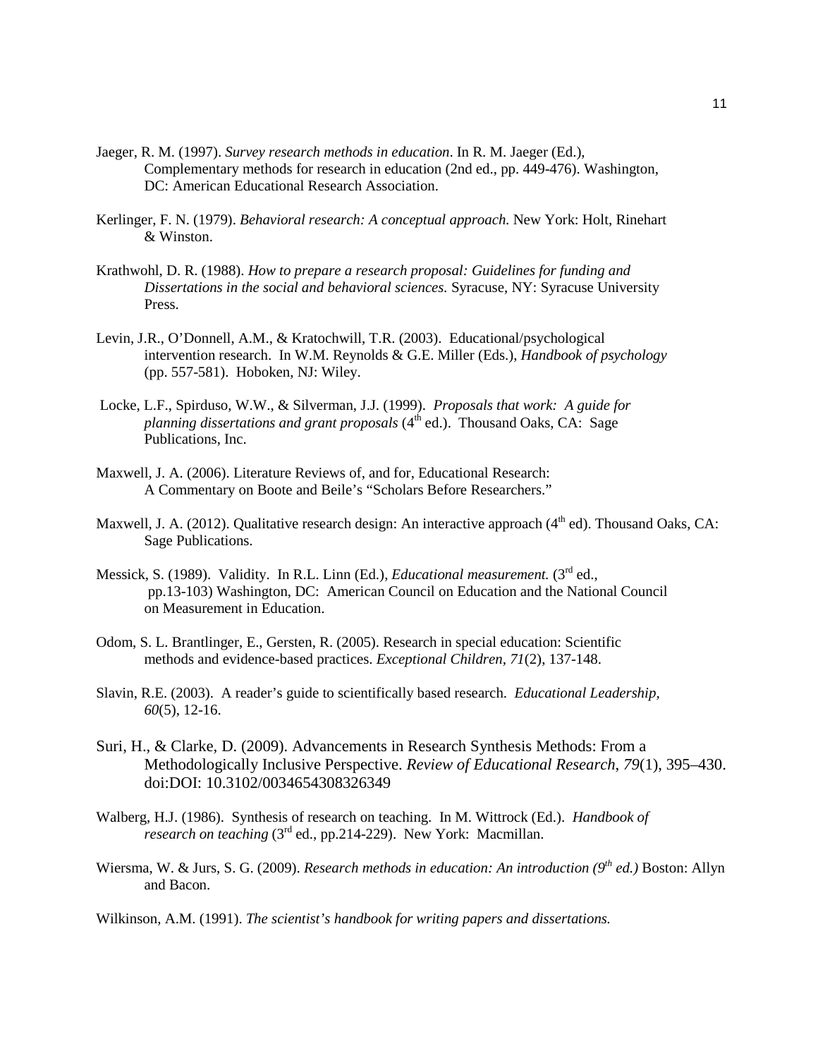Jaeger, R. M. (1997). *Survey research methods in education*. In R. M. Jaeger (Ed.), Complementary methods for research in education (2nd ed., pp. 449-476). Washington, DC: American Educational Research Association.

Kerlinger, F. N. (1979). *Behavioral research: A conceptual approach.* New York: Holt, Rinehart & Winston.

Krathwohl, D. R. (1988). *How to prepare a research proposal: Guidelines for funding and Dissertations in the social and behavioral sciences.* Syracuse, NY: Syracuse University Press.

Levin, J.R., O'Donnell, A.M., & Kratochwill, T.R. (2003). Educational/psychological intervention research. In W.M. Reynolds & G.E. Miller (Eds.), *Handbook of psychology* (pp. 557-581). Hoboken, NJ: Wiley.

Locke, L.F., Spirduso, W.W., & Silverman, J.J. (1999). *Proposals that work: A guide for planning dissertations and grant proposals* (4th ed.). Thousand Oaks, CA: Sage Publications, Inc.

Maxwell, J. A. (2006). Literature Reviews of, and for, Educational Research: A Commentary on Boote and Beile's "Scholars Before Researchers."

Maxwell, J. A. (2012). Qualitative research design: An interactive approach (4th ed). Thousand Oaks, CA: Sage Publications.

Messick, S. (1989). Validity. In R.L. Linn (Ed.), *Educational measurement.* (3rd ed., pp.13-103) Washington, DC: American Council on Education and the National Council on Measurement in Education.

Odom, S. L. Brantlinger, E., Gersten, R. (2005). Research in special education: Scientific methods and evidence-based practices. *Exceptional Children, 71*(2), 137-148.

Slavin, R.E. (2003). A reader's guide to scientifically based research. *Educational Leadership, 60*(5), 12-16.

Suri, H., & Clarke, D. (2009). Advancements in Research Synthesis Methods: From a Methodologically Inclusive Perspective. *Review of Educational Research*, *79*(1), 395–430. doi:DOI: 10.3102/0034654308326349

Walberg, H.J. (1986). Synthesis of research on teaching. In M. Wittrock (Ed.). *Handbook of research on teaching* (3rd ed., pp.214-229). New York: Macmillan.

Wiersma, W. & Jurs, S. G. (2009). *Research methods in education: An introduction (9th ed.)* Boston: Allyn and Bacon.

Wilkinson, A.M. (1991). *The scientist's handbook for writing papers and dissertations.*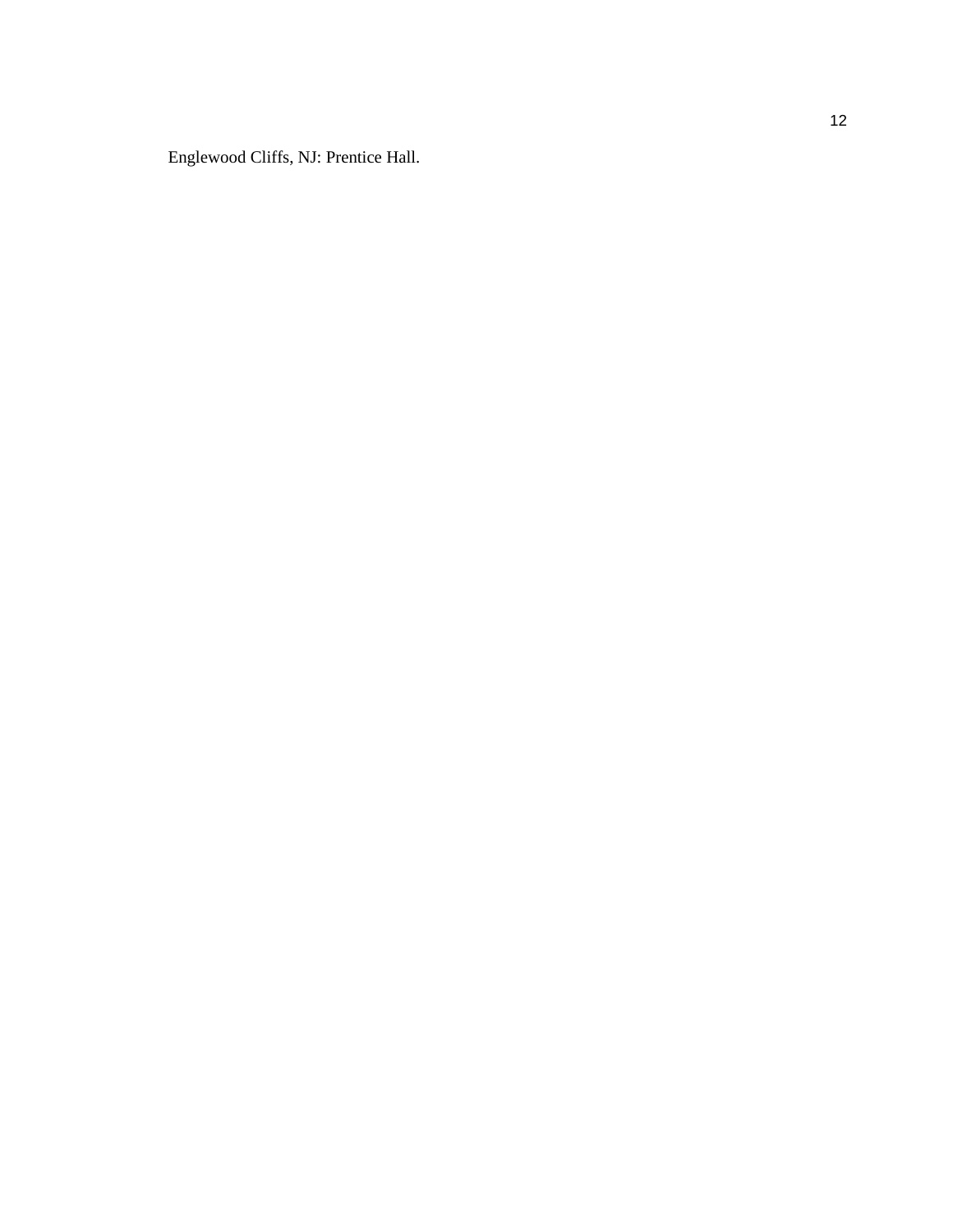Englewood Cliffs, NJ: Prentice Hall.